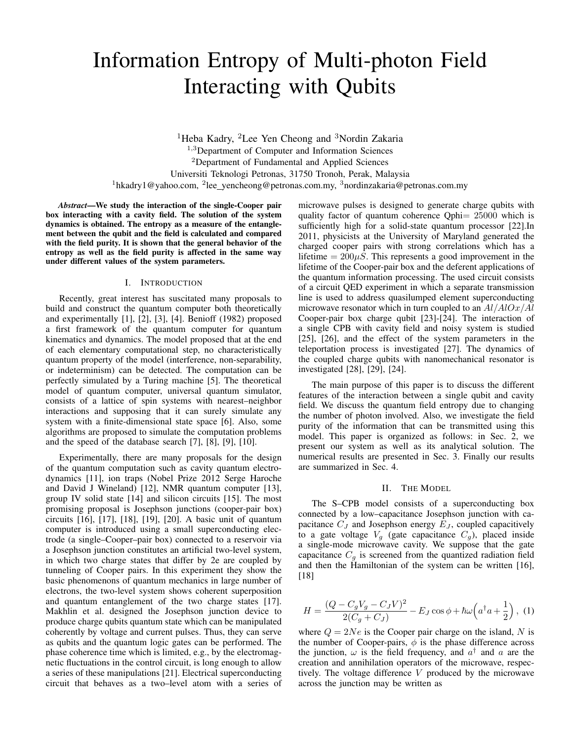# Information Entropy of Multi-photon Field Interacting with Qubits

[1]Heba Kadry, [2]Lee Yen Cheong and [3]Nordin Zakaria

[1,3]Department of Computer and Information Sciences

[2]Department of Fundamental and Applied Sciences

Universiti Teknologi Petronas, 31750 Tronoh, Perak, Malaysia

[1]hkadry1@yahoo.com, [2]lee_yencheong@petronas.com.my, [3]nordinzakaria@petronas.com.my

***Abstract*—We study the interaction of the single-Cooper pair box interacting with a cavity field. The solution of the system dynamics is obtained. The entropy as a measure of the entanglement between the qubit and the field is calculated and compared with the field purity. It is shown that the general behavior of the entropy as well as the field purity is affected in the same way under different values of the system parameters.**

## I. Introduction

Recently, great interest has suscitated many proposals to build and construct the quantum computer both theoretically and experimentally [1], [2], [3], [4]. Benioff (1982) proposed a first framework of the quantum computer for quantum kinematics and dynamics. The model proposed that at the end of each elementary computational step, no characteristically quantum property of the model (interference, non-separability, or indeterminism) can be detected. The computation can be perfectly simulated by a Turing machine [5]. The theoretical model of quantum computer, universal quantum simulator, consists of a lattice of spin systems with nearest–neighbor interactions and supposing that it can surely simulate any system with a finite-dimensional state space [6]. Also, some algorithms are proposed to simulate the computation problems and the speed of the database search [7], [8], [9], [10].

Experimentally, there are many proposals for the design of the quantum computation such as cavity quantum electrodynamics [11], ion traps (Nobel Prize 2012 Serge Haroche and David J Wineland) [12], NMR quantum computer [13], group IV solid state [14] and silicon circuits [15]. The most promising proposal is Josephson junctions (cooper-pair box) circuits [16], [17], [18], [19], [20]. A basic unit of quantum computer is introduced using a small superconducting electrode (a single–Cooper–pair box) connected to a reservoir via a Josephson junction constitutes an artificial two-level system, in which two charge states that differ by 2e are coupled by tunneling of Cooper pairs. In this experiment they show the basic phenomenons of quantum mechanics in large number of electrons, the two-level system shows coherent superposition and quantum entanglement of the two charge states [17]. Makhlin et al. designed the Josephson junction device to produce charge qubits quantum state which can be manipulated coherently by voltage and current pulses. Thus, they can serve as qubits and the quantum logic gates can be performed. The phase coherence time which is limited, e.g., by the electromagnetic fluctuations in the control circuit, is long enough to allow a series of these manipulations [21]. Electrical superconducting circuit that behaves as a two–level atom with a series of microwave pulses is designed to generate charge qubits with quality factor of quantum coherence Qphi= 25000 which is sufficiently high for a solid-state quantum processor [22].In 2011, physicists at the University of Maryland generated the charged cooper pairs with strong correlations which has a lifetime $= 200\mu S$. This represents a good improvement in the lifetime of the Cooper-pair box and the deferent applications of the quantum information processing. The used circuit consists of a circuit QED experiment in which a separate transmission line is used to address quasilumped element superconducting microwave resonator which in turn coupled to an $Al/AlOx/Al$ Cooper-pair box charge qubit [23]-[24]. The interaction of a single CPB with cavity field and noisy system is studied [25], [26], and the effect of the system parameters in the teleportation process is investigated [27]. The dynamics of the coupled charge qubits with nanomechanical resonator is investigated [28], [29], [24].

The main purpose of this paper is to discuss the different features of the interaction between a single qubit and cavity field. We discuss the quantum field entropy due to changing the number of photon involved. Also, we investigate the field purity of the information that can be transmitted using this model. This paper is organized as follows: in Sec. 2, we present our system as well as its analytical solution. The numerical results are presented in Sec. 3. Finally our results are summarized in Sec. 4.

## II. The Model

The S–CPB model consists of a superconducting box connected by a low–capacitance Josephson junction with capacitance $C_J$ and Josephson energy $E_J$, coupled capacitively to a gate voltage $V_g$ (gate capacitance $C_g$), placed inside a single-mode microwave cavity. We suppose that the gate capacitance $C_g$ is screened from the quantized radiation field and then the Hamiltonian of the system can be written [16], [18]

$$H = \frac{(Q - C_g V_g - C_J V)^2}{2(C_g + C_J)} - E_J \cos\phi + \hbar\omega\Big(a^\dagger a + \frac{1}{2}\Big)\,, \quad (1)$$

where $Q = 2Ne$ is the Cooper pair charge on the island, $N$ is the number of Cooper-pairs, $\phi$ is the phase difference across the junction, $\omega$ is the field frequency, and $a^\dagger$ and $a$ are the creation and annihilation operators of the microwave, respectively. The voltage difference $V$ produced by the microwave across the junction may be written as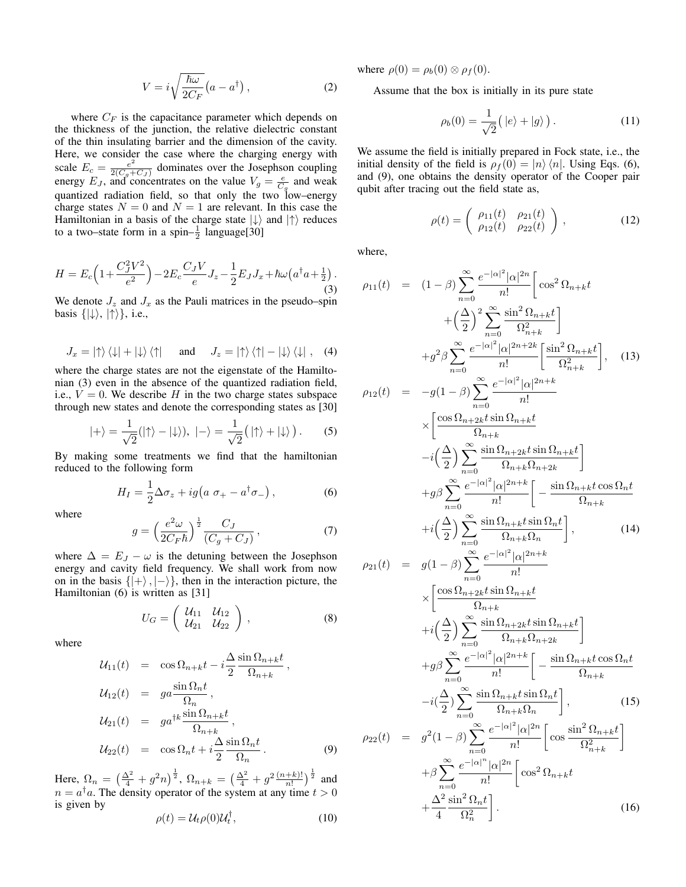$$V = i\sqrt{\frac{\hbar\omega}{2C_F}}\big(a - a^{\dagger}\big)\,, \tag{2}$$

where $C_F$ is the capacitance parameter which depends on the thickness of the junction, the relative dielectric constant of the thin insulating barrier and the dimension of the cavity. Here, we consider the case where the charging energy with scale $E_c = \frac{e^2}{2(C_g + C_J)}$ dominates over the Josephson coupling energy $E_J$, and concentrates on the value $V_g = \frac{e}{C_g}$ and weak quantized radiation field, so that only the two low–energy charge states $N = 0$ and $N = 1$ are relevant. In this case the Hamiltonian in a basis of the charge state $|\downarrow\rangle$ and $|\uparrow\rangle$ reduces to a two–state form in a spin–$\frac{1}{2}$ language[30]

$$H = E_c\Big(1 + \frac{C_J^2 V^2}{e^2}\Big) - 2E_c\frac{C_J V}{e}J_z - \frac{1}{2}E_J J_x + \hbar\omega\big(a^{\dagger}a + \tfrac{1}{2}\big)\,. \tag{3}$$

We denote $J_z$ and $J_x$ as the Pauli matrices in the pseudo–spin basis $\{|\downarrow\rangle, |\uparrow\rangle\}$, i.e.,

$$J_x = |\uparrow\rangle\langle\downarrow| + |\downarrow\rangle\langle\uparrow| \quad \text{and} \quad J_z = |\uparrow\rangle\langle\uparrow| - |\downarrow\rangle\langle\downarrow|\,, \tag{4}$$

where the charge states are not the eigenstate of the Hamiltonian (3) even in the absence of the quantized radiation field, i.e., $V = 0$. We describe $H$ in the two charge states subspace through new states and denote the corresponding states as [30]

$$|+\rangle = \frac{1}{\sqrt{2}}(|\uparrow\rangle - |\downarrow\rangle),\; |-\rangle = \frac{1}{\sqrt{2}}\big(|\uparrow\rangle + |\downarrow\rangle\big)\,. \tag{5}$$

By making some treatments we find that the hamiltonian reduced to the following form

$$H_I = \frac{1}{2}\Delta\sigma_z + ig\big(a\;\sigma_+ - a^{\dagger}\sigma_-\big)\,, \tag{6}$$

where

$$g = \Big(\frac{e^2\omega}{2C_F\hbar}\Big)^{\frac{1}{2}}\frac{C_J}{(C_g + C_J)}\,, \tag{7}$$

where $\Delta = E_J - \omega$ is the detuning between the Josephson energy and cavity field frequency. We shall work from now on in the basis $\{|+\rangle, |-\rangle\}$, then in the interaction picture, the Hamiltonian (6) is written as [31]

$$U_G = \begin{pmatrix} \mathcal{U}_{11} & \mathcal{U}_{12} \\ \mathcal{U}_{21} & \mathcal{U}_{22} \end{pmatrix}\,, \tag{8}$$

where

$$\begin{aligned}
\mathcal{U}_{11}(t) &= \cos\Omega_{n+k}t - i\frac{\Delta}{2}\frac{\sin\Omega_{n+k}t}{\Omega_{n+k}}\,,\\
\mathcal{U}_{12}(t) &= ga\frac{\sin\Omega_n t}{\Omega_n}\,,\\
\mathcal{U}_{21}(t) &= ga^{\dagger k}\frac{\sin\Omega_{n+k}t}{\Omega_{n+k}}\,,\\
\mathcal{U}_{22}(t) &= \cos\Omega_n t + i\frac{\Delta}{2}\frac{\sin\Omega_n t}{\Omega_n}\,.
\end{aligned} \tag{9}$$

Here, $\Omega_n = \big(\frac{\Delta^2}{4} + g^2 n\big)^{\frac{1}{2}}$, $\Omega_{n+k} = \big(\frac{\Delta^2}{4} + g^2\frac{(n+k)!}{n!}\big)^{\frac{1}{2}}$ and $n = a^{\dagger}a$. The density operator of the system at any time $t > 0$ is given by

$$\rho(t) = \mathcal{U}_t\rho(0)\mathcal{U}_t^{\dagger}, \tag{10}$$

where $\rho(0) = \rho_b(0)\otimes\rho_f(0)$.

Assume that the box is initially in its pure state

$$\rho_b(0) = \frac{1}{\sqrt{2}}\big(\,|e\rangle + |g\rangle\,\big)\,. \tag{11}$$

We assume the field is initially prepared in Fock state, i.e., the initial density of the field is $\rho_f(0) = |n\rangle\langle n|$. Using Eqs. (6), and (9), one obtains the density operator of the Cooper pair qubit after tracing out the field state as,

$$\rho(t) = \begin{pmatrix} \rho_{11}(t) & \rho_{21}(t) \\ \rho_{12}(t) & \rho_{22}(t) \end{pmatrix}\,, \tag{12}$$

where,

$$\begin{aligned}
\rho_{11}(t) &= (1-\beta)\sum_{n=0}^{\infty}\frac{e^{-|\alpha|^2}|\alpha|^{2n}}{n!}\bigg[\cos^2\Omega_{n+k}t\\
&\quad + \Big(\frac{\Delta}{2}\Big)^2\sum_{n=0}^{\infty}\frac{\sin^2\Omega_{n+k}t}{\Omega_{n+k}^2}\bigg]\\
&\quad + g^2\beta\sum_{n=0}^{\infty}\frac{e^{-|\alpha|^2}|\alpha|^{2n+2k}}{n!}\bigg[\frac{\sin^2\Omega_{n+k}t}{\Omega_{n+k}^2}\bigg],
\end{aligned} \tag{13}$$

$$\begin{aligned}
\rho_{12}(t) &= -g(1-\beta)\sum_{n=0}^{\infty}\frac{e^{-|\alpha|^2}|\alpha|^{2n+k}}{n!}\\
&\quad\times\bigg[\frac{\cos\Omega_{n+2k}t\sin\Omega_{n+k}t}{\Omega_{n+k}}\\
&\quad - i\Big(\frac{\Delta}{2}\Big)\sum_{n=0}^{\infty}\frac{\sin\Omega_{n+2k}t\sin\Omega_{n+k}t}{\Omega_{n+k}\Omega_{n+2k}}\bigg]\\
&\quad + g\beta\sum_{n=0}^{\infty}\frac{e^{-|\alpha|^2}|\alpha|^{2n+k}}{n!}\bigg[-\frac{\sin\Omega_{n+k}t\cos\Omega_n t}{\Omega_{n+k}}\\
&\quad + i\Big(\frac{\Delta}{2}\Big)\sum_{n=0}^{\infty}\frac{\sin\Omega_{n+k}t\sin\Omega_n t}{\Omega_{n+k}\Omega_n}\bigg],
\end{aligned} \tag{14}$$

$$\begin{aligned}
\rho_{21}(t) &= g(1-\beta)\sum_{n=0}^{\infty}\frac{e^{-|\alpha|^2}|\alpha|^{2n+k}}{n!}\\
&\quad\times\bigg[\frac{\cos\Omega_{n+2k}t\sin\Omega_{n+k}t}{\Omega_{n+k}}\\
&\quad + i\Big(\frac{\Delta}{2}\Big)\sum_{n=0}^{\infty}\frac{\sin\Omega_{n+2k}t\sin\Omega_{n+k}t}{\Omega_{n+k}\Omega_{n+2k}}\bigg]\\
&\quad + g\beta\sum_{n=0}^{\infty}\frac{e^{-|\alpha|^2}|\alpha|^{2n+k}}{n!}\bigg[-\frac{\sin\Omega_{n+k}t\cos\Omega_n t}{\Omega_{n+k}}\\
&\quad - i\Big(\frac{\Delta}{2}\Big)\sum_{n=0}^{\infty}\frac{\sin\Omega_{n+k}t\sin\Omega_n t}{\Omega_{n+k}\Omega_n}\bigg],
\end{aligned} \tag{15}$$

$$\begin{aligned}
\rho_{22}(t) &= g^2(1-\beta)\sum_{n=0}^{\infty}\frac{e^{-|\alpha|^2}|\alpha|^{2n}}{n!}\bigg[\cos\frac{\sin^2\Omega_{n+k}t}{\Omega_{n+k}^2}\bigg]\\
&\quad + \beta\sum_{n=0}^{\infty}\frac{e^{-|\alpha|^n}|\alpha|^{2n}}{n!}\bigg[\cos^2\Omega_{n+k}t\\
&\quad + \frac{\Delta^2}{4}\frac{\sin^2\Omega_n t}{\Omega_n^2}\bigg].
\end{aligned} \tag{16}$$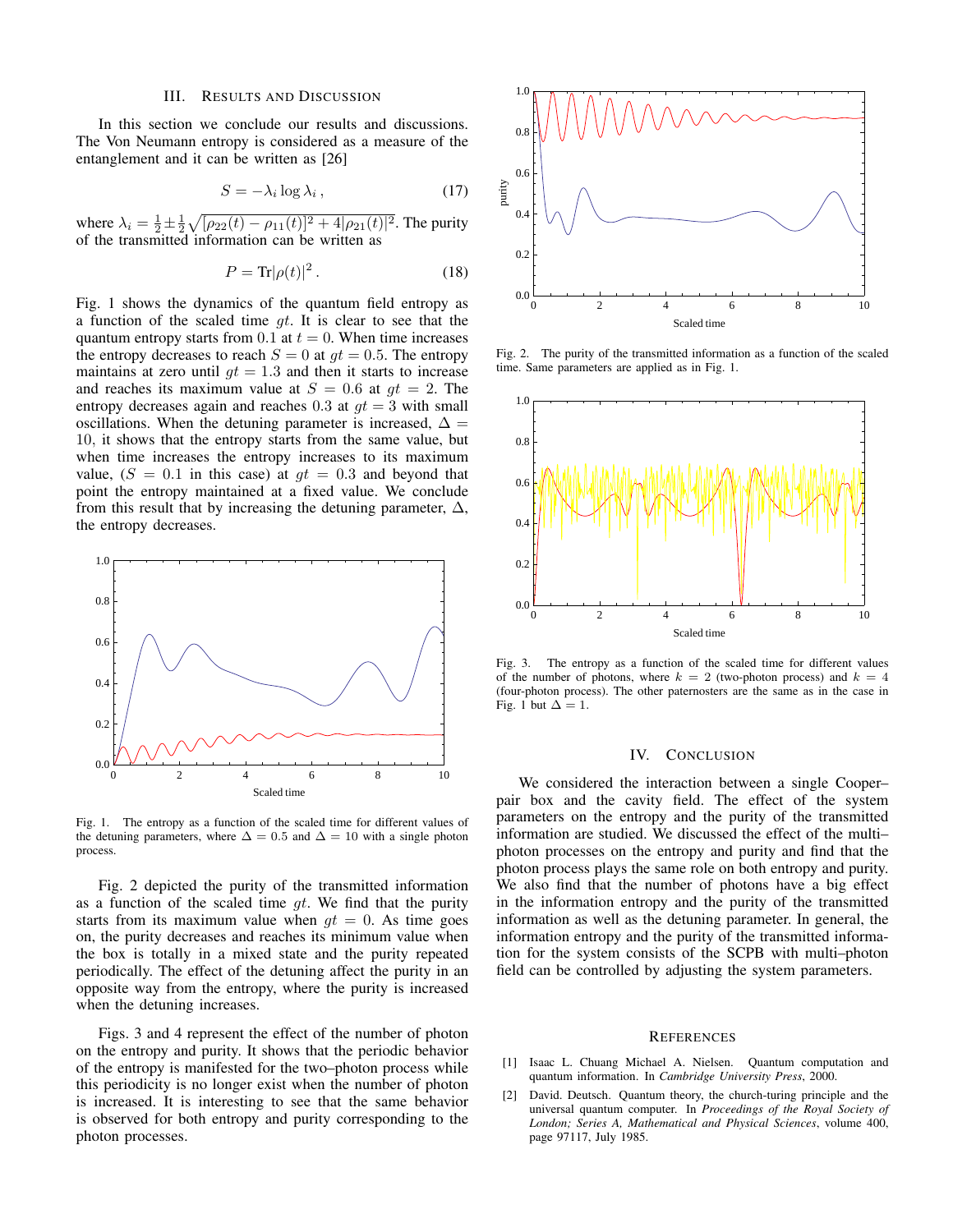## III. Results and Discussion

In this section we conclude our results and discussions. The Von Neumann entropy is considered as a measure of the entanglement and it can be written as [26]

$$S = -\lambda_i \log \lambda_i \,, \tag{17}$$

where $\lambda_i = \frac{1}{2} \pm \frac{1}{2}\sqrt{[\rho_{22}(t) - \rho_{11}(t)]^2 + 4|\rho_{21}(t)|^2}$. The purity of the transmitted information can be written as

$$P = \mathrm{Tr}|\rho(t)|^2 \,. \tag{18}$$

Fig. 1 shows the dynamics of the quantum field entropy as a function of the scaled time $gt$. It is clear to see that the quantum entropy starts from $0.1$ at $t = 0$. When time increases the entropy decreases to reach $S = 0$ at $gt = 0.5$. The entropy maintains at zero until $gt = 1.3$ and then it starts to increase and reaches its maximum value at $S = 0.6$ at $gt = 2$. The entropy decreases again and reaches $0.3$ at $gt = 3$ with small oscillations. When the detuning parameter is increased, $\Delta = 10$, it shows that the entropy starts from the same value, but when time increases the entropy increases to its maximum value, ($S = 0.1$ in this case) at $gt = 0.3$ and beyond that point the entropy maintained at a fixed value. We conclude from this result that by increasing the detuning parameter, $\Delta$, the entropy decreases.

Fig. 1. The entropy as a function of the scaled time for different values of the detuning parameters, where $\Delta = 0.5$ and $\Delta = 10$ with a single photon process.

Fig. 2 depicted the purity of the transmitted information as a function of the scaled time $gt$. We find that the purity starts from its maximum value when $gt = 0$. As time goes on, the purity decreases and reaches its minimum value when the box is totally in a mixed state and the purity repeated periodically. The effect of the detuning affect the purity in an opposite way from the entropy, where the purity is increased when the detuning increases.

Figs. 3 and 4 represent the effect of the number of photon on the entropy and purity. It shows that the periodic behavior of the entropy is manifested for the two–photon process while this periodicity is no longer exist when the number of photon is increased. It is interesting to see that the same behavior is observed for both entropy and purity corresponding to the photon processes.

Fig. 2. The purity of the transmitted information as a function of the scaled time. Same parameters are applied as in Fig. 1.

Fig. 3. The entropy as a function of the scaled time for different values of the number of photons, where $k = 2$ (two-photon process) and $k = 4$ (four-photon process). The other paternosters are the same as in the case in Fig. 1 but $\Delta = 1$.

## IV. Conclusion

We considered the interaction between a single Cooper–pair box and the cavity field. The effect of the system parameters on the entropy and the purity of the transmitted information are studied. We discussed the effect of the multi–photon processes on the entropy and purity and find that the photon process plays the same role on both entropy and purity. We also find that the number of photons have a big effect in the information entropy and the purity of the transmitted information as well as the detuning parameter. In general, the information entropy and the purity of the transmitted information for the system consists of the SCPB with multi–photon field can be controlled by adjusting the system parameters.

## References

[1] Isaac L. Chuang Michael A. Nielsen. Quantum computation and quantum information. In *Cambridge University Press*, 2000.

[2] David. Deutsch. Quantum theory, the church-turing principle and the universal quantum computer. In *Proceedings of the Royal Society of London; Series A, Mathematical and Physical Sciences*, volume 400, page 97117, July 1985.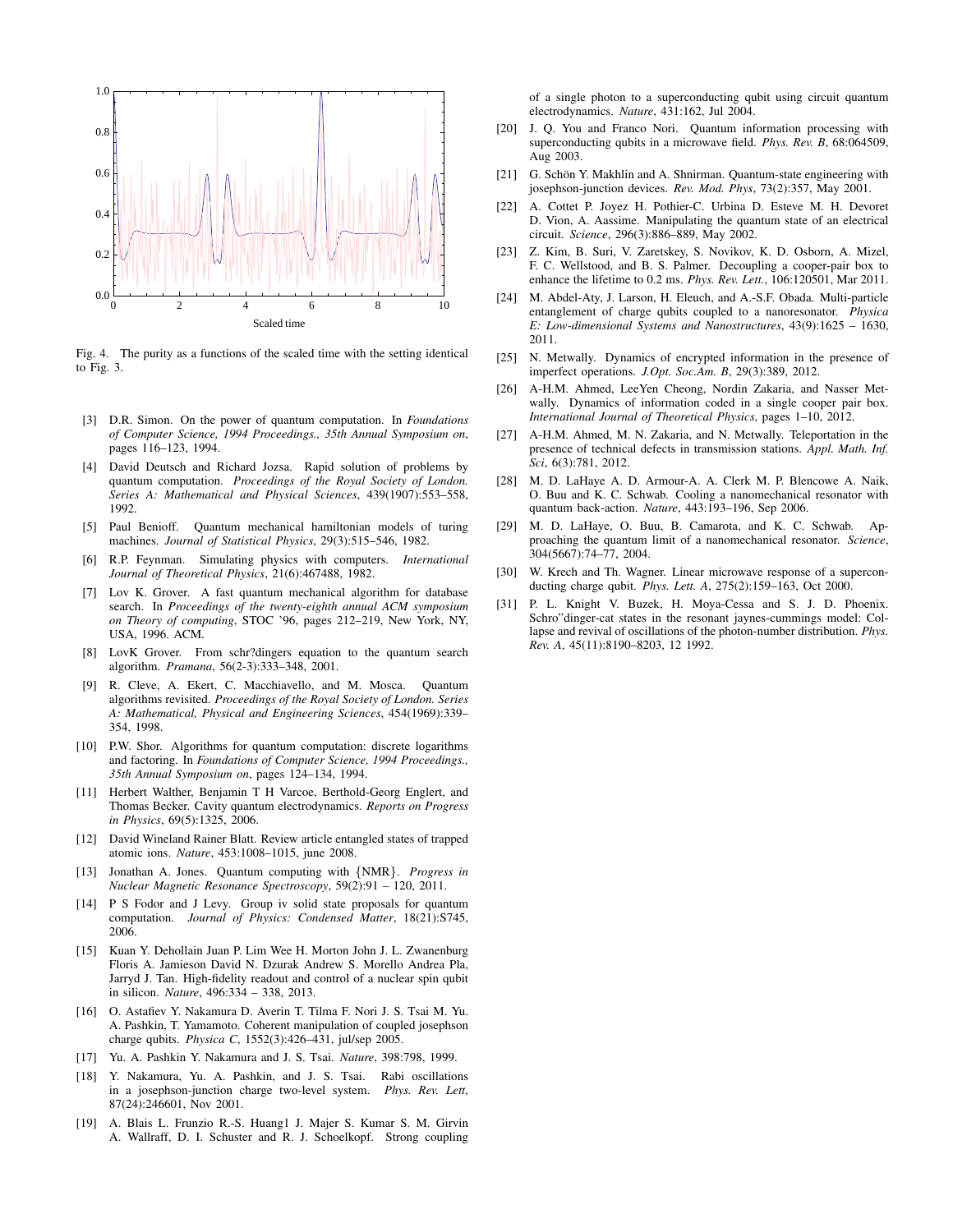1.0

0.8

0.6

0.4

0.2

0.0

0 2 4 6 8 10

Scaled time

Fig. 4. The purity as a functions of the scaled time with the setting identical to Fig. 3.

[3] D.R. Simon. On the power of quantum computation. In *Foundations of Computer Science, 1994 Proceedings., 35th Annual Symposium on*, pages 116–123, 1994.

[4] David Deutsch and Richard Jozsa. Rapid solution of problems by quantum computation. *Proceedings of the Royal Society of London. Series A: Mathematical and Physical Sciences*, 439(1907):553–558, 1992.

[5] Paul Benioff. Quantum mechanical hamiltonian models of turing machines. *Journal of Statistical Physics*, 29(3):515–546, 1982.

[6] R.P. Feynman. Simulating physics with computers. *International Journal of Theoretical Physics*, 21(6):467488, 1982.

[7] Lov K. Grover. A fast quantum mechanical algorithm for database search. In *Proceedings of the twenty-eighth annual ACM symposium on Theory of computing*, STOC '96, pages 212–219, New York, NY, USA, 1996. ACM.

[8] LovK Grover. From schr?dingers equation to the quantum search algorithm. *Pramana*, 56(2-3):333–348, 2001.

[9] R. Cleve, A. Ekert, C. Macchiavello, and M. Mosca. Quantum algorithms revisited. *Proceedings of the Royal Society of London. Series A: Mathematical, Physical and Engineering Sciences*, 454(1969):339–354, 1998.

[10] P.W. Shor. Algorithms for quantum computation: discrete logarithms and factoring. In *Foundations of Computer Science, 1994 Proceedings., 35th Annual Symposium on*, pages 124–134, 1994.

[11] Herbert Walther, Benjamin T H Varcoe, Berthold-Georg Englert, and Thomas Becker. Cavity quantum electrodynamics. *Reports on Progress in Physics*, 69(5):1325, 2006.

[12] David Wineland Rainer Blatt. Review article entangled states of trapped atomic ions. *Nature*, 453:1008–1015, june 2008.

[13] Jonathan A. Jones. Quantum computing with {NMR}. *Progress in Nuclear Magnetic Resonance Spectroscopy*, 59(2):91 – 120, 2011.

[14] P S Fodor and J Levy. Group iv solid state proposals for quantum computation. *Journal of Physics: Condensed Matter*, 18(21):S745, 2006.

[15] Kuan Y. Dehollain Juan P. Lim Wee H. Morton John J. L. Zwanenburg Floris A. Jamieson David N. Dzurak Andrew S. Morello Andrea Pla, Jarryd J. Tan. High-fidelity readout and control of a nuclear spin qubit in silicon. *Nature*, 496:334 – 338, 2013.

[16] O. Astafiev Y. Nakamura D. Averin T. Tilma F. Nori J. S. Tsai M. Yu. A. Pashkin, T. Yamamoto. Coherent manipulation of coupled josephson charge qubits. *Physica C*, 1552(3):426–431, jul/sep 2005.

[17] Yu. A. Pashkin Y. Nakamura and J. S. Tsai. *Nature*, 398:798, 1999.

[18] Y. Nakamura, Yu. A. Pashkin, and J. S. Tsai. Rabi oscillations in a josephson-junction charge two-level system. *Phys. Rev. Lett*, 87(24):246601, Nov 2001.

[19] A. Blais L. Frunzio R.-S. Huang1 J. Majer S. Kumar S. M. Girvin A. Wallraff, D. I. Schuster and R. J. Schoelkopf. Strong coupling of a single photon to a superconducting qubit using circuit quantum electrodynamics. *Nature*, 431:162, Jul 2004.

[20] J. Q. You and Franco Nori. Quantum information processing with superconducting qubits in a microwave field. *Phys. Rev. B*, 68:064509, Aug 2003.

[21] G. Schön Y. Makhlin and A. Shnirman. Quantum-state engineering with josephson-junction devices. *Rev. Mod. Phys*, 73(2):357, May 2001.

[22] A. Cottet P. Joyez H. Pothier-C. Urbina D. Esteve M. H. Devoret D. Vion, A. Aassime. Manipulating the quantum state of an electrical circuit. *Science*, 296(3):886–889, May 2002.

[23] Z. Kim, B. Suri, V. Zaretskey, S. Novikov, K. D. Osborn, A. Mizel, F. C. Wellstood, and B. S. Palmer. Decoupling a cooper-pair box to enhance the lifetime to 0.2 ms. *Phys. Rev. Lett.*, 106:120501, Mar 2011.

[24] M. Abdel-Aty, J. Larson, H. Eleuch, and A.-S.F. Obada. Multi-particle entanglement of charge qubits coupled to a nanoresonator. *Physica E: Low-dimensional Systems and Nanostructures*, 43(9):1625 – 1630, 2011.

[25] N. Metwally. Dynamics of encrypted information in the presence of imperfect operations. *J.Opt. Soc.Am. B*, 29(3):389, 2012.

[26] A-H.M. Ahmed, LeeYen Cheong, Nordin Zakaria, and Nasser Metwally. Dynamics of information coded in a single cooper pair box. *International Journal of Theoretical Physics*, pages 1–10, 2012.

[27] A-H.M. Ahmed, M. N. Zakaria, and N. Metwally. Teleportation in the presence of technical defects in transmission stations. *Appl. Math. Inf. Sci*, 6(3):781, 2012.

[28] M. D. LaHaye A. D. Armour-A. A. Clerk M. P. Blencowe A. Naik, O. Buu and K. C. Schwab. Cooling a nanomechanical resonator with quantum back-action. *Nature*, 443:193–196, Sep 2006.

[29] M. D. LaHaye, O. Buu, B. Camarota, and K. C. Schwab. Approaching the quantum limit of a nanomechanical resonator. *Science*, 304(5667):74–77, 2004.

[30] W. Krech and Th. Wagner. Linear microwave response of a superconducting charge qubit. *Phys. Lett. A*, 275(2):159–163, Oct 2000.

[31] P. L. Knight V. Buzek, H. Moya-Cessa and S. J. D. Phoenix. Schro"dinger-cat states in the resonant jaynes-cummings model: Collapse and revival of oscillations of the photon-number distribution. *Phys. Rev. A*, 45(11):8190–8203, 12 1992.